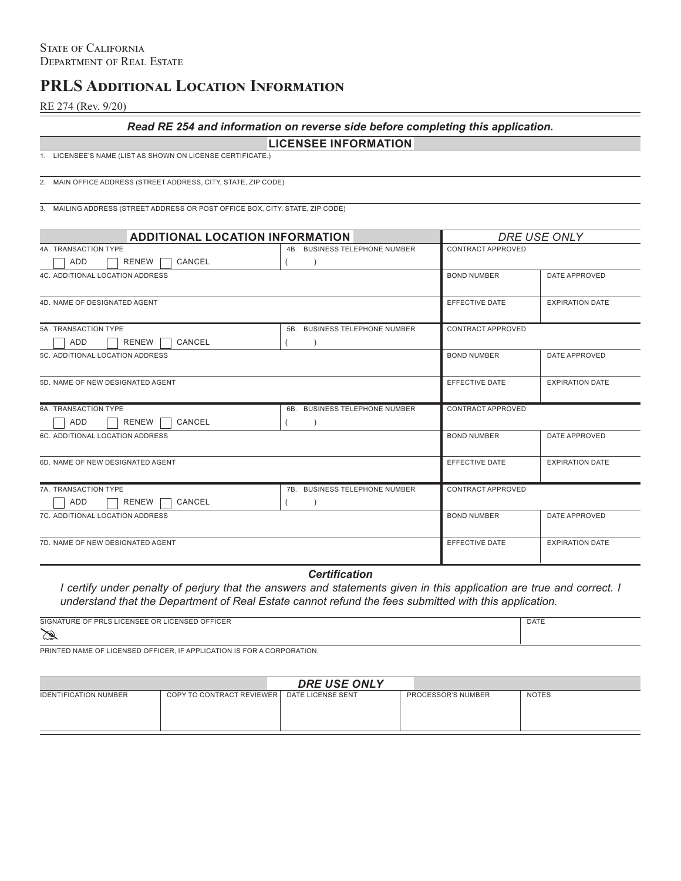State of California
Department of Real Estate

# PRLS Additional Location Information

RE 274 (Rev. 9/20)

***Read RE 254 and information on reverse side before completing this application.***

## LICENSEE INFORMATION

1. LICENSEE'S NAME (LIST AS SHOWN ON LICENSE CERTIFICATE.)

2. MAIN OFFICE ADDRESS (STREET ADDRESS, CITY, STATE, ZIP CODE)

3. MAILING ADDRESS (STREET ADDRESS OR POST OFFICE BOX, CITY, STATE, ZIP CODE)

| ADDITIONAL LOCATION INFORMATION | | *DRE USE ONLY* | |
|---|---|---|---|
| 4A. TRANSACTION TYPE<br>☐ ADD ☐ RENEW ☐ CANCEL | 4B. BUSINESS TELEPHONE NUMBER<br>( ) | CONTRACT APPROVED | |
| 4C. ADDITIONAL LOCATION ADDRESS | | BOND NUMBER | DATE APPROVED |
| 4D. NAME OF DESIGNATED AGENT | | EFFECTIVE DATE | EXPIRATION DATE |
| 5A. TRANSACTION TYPE<br>☐ ADD ☐ RENEW ☐ CANCEL | 5B. BUSINESS TELEPHONE NUMBER<br>( ) | CONTRACT APPROVED | |
| 5C. ADDITIONAL LOCATION ADDRESS | | BOND NUMBER | DATE APPROVED |
| 5D. NAME OF NEW DESIGNATED AGENT | | EFFECTIVE DATE | EXPIRATION DATE |
| 6A. TRANSACTION TYPE<br>☐ ADD ☐ RENEW ☐ CANCEL | 6B. BUSINESS TELEPHONE NUMBER<br>( ) | CONTRACT APPROVED | |
| 6C. ADDITIONAL LOCATION ADDRESS | | BOND NUMBER | DATE APPROVED |
| 6D. NAME OF NEW DESIGNATED AGENT | | EFFECTIVE DATE | EXPIRATION DATE |
| 7A. TRANSACTION TYPE<br>☐ ADD ☐ RENEW ☐ CANCEL | 7B. BUSINESS TELEPHONE NUMBER<br>( ) | CONTRACT APPROVED | |
| 7C. ADDITIONAL LOCATION ADDRESS | | BOND NUMBER | DATE APPROVED |
| 7D. NAME OF NEW DESIGNATED AGENT | | EFFECTIVE DATE | EXPIRATION DATE |

***Certification***

*I certify under penalty of perjury that the answers and statements given in this application are true and correct. I understand that the Department of Real Estate cannot refund the fees submitted with this application.*

| SIGNATURE OF PRLS LICENSEE OR LICENSED OFFICER | DATE |
|---|---|
| | |

PRINTED NAME OF LICENSED OFFICER, IF APPLICATION IS FOR A CORPORATION.

| *DRE USE ONLY* | | | | |
|---|---|---|---|---|
| IDENTIFICATION NUMBER | COPY TO CONTRACT REVIEWER | DATE LICENSE SENT | PROCESSOR'S NUMBER | NOTES |
| | | | | |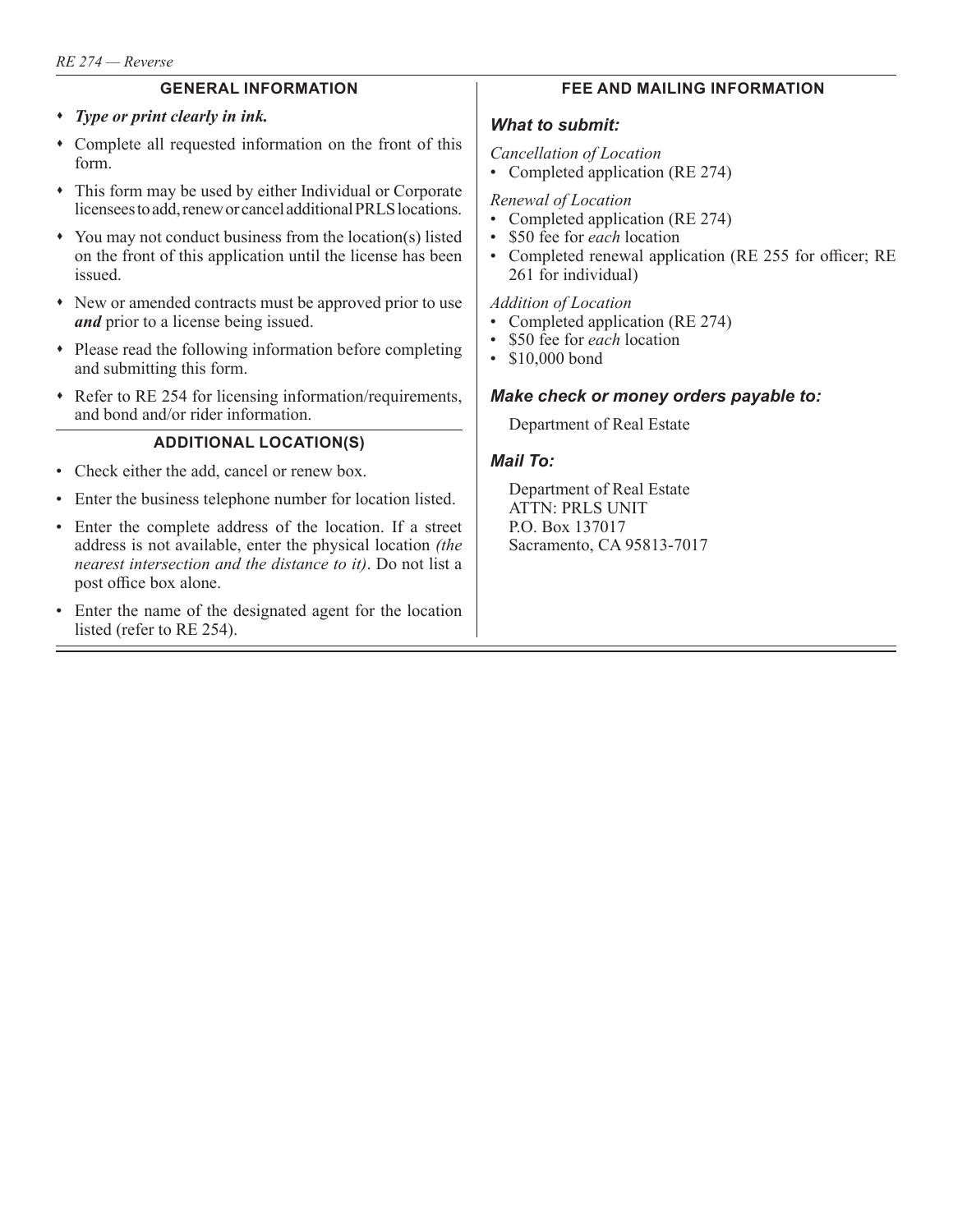## GENERAL INFORMATION

- ***Type or print clearly in ink.***
- Complete all requested information on the front of this form.
- This form may be used by either Individual or Corporate licensees to add, renew or cancel additional PRLS locations.
- You may not conduct business from the location(s) listed on the front of this application until the license has been issued.
- New or amended contracts must be approved prior to use ***and*** prior to a license being issued.
- Please read the following information before completing and submitting this form.
- Refer to RE 254 for licensing information/requirements, and bond and/or rider information.

## ADDITIONAL LOCATION(S)

- Check either the add, cancel or renew box.
- Enter the business telephone number for location listed.
- Enter the complete address of the location. If a street address is not available, enter the physical location *(the nearest intersection and the distance to it)*. Do not list a post office box alone.
- Enter the name of the designated agent for the location listed (refer to RE 254).

## FEE AND MAILING INFORMATION

### *What to submit:*

*Cancellation of Location*

- Completed application (RE 274)

*Renewal of Location*

- Completed application (RE 274)
- $50 fee for *each* location
- Completed renewal application (RE 255 for officer; RE 261 for individual)

*Addition of Location*

- Completed application (RE 274)
- $50 fee for *each* location
- $10,000 bond

### *Make check or money orders payable to:*

Department of Real Estate

### *Mail To:*

Department of Real Estate
ATTN: PRLS UNIT
P.O. Box 137017
Sacramento, CA 95813-7017